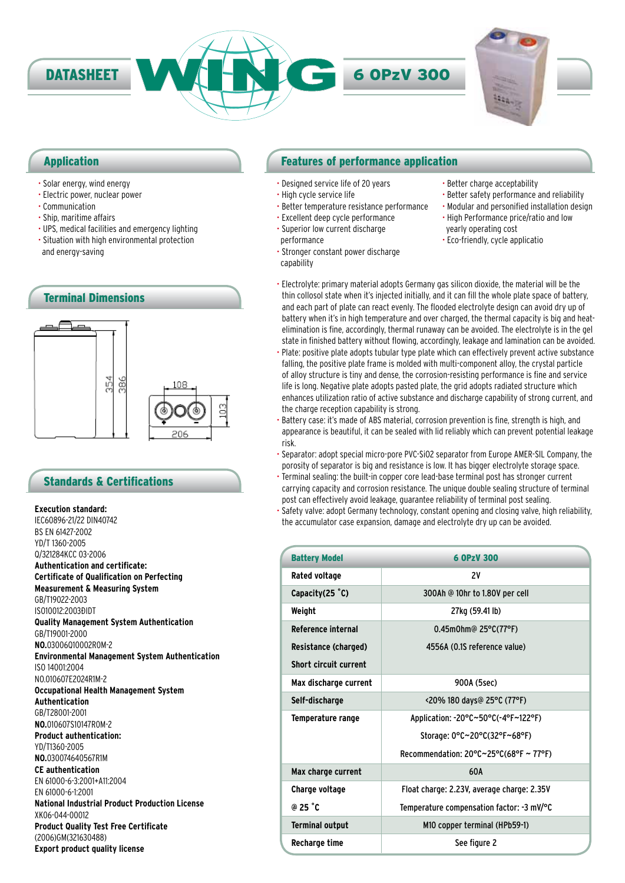# DATASHEET WING 6 OPzV 300

## Application

- Solar energy, wind energy
- Electric power, nuclear power
- Communication
- Ship, maritime affairs
- UPS, medical facilities and emergency lighting
- Situation with high environmental protection and energy-saving

## Terminal Dimensions

354 386 108 103 206

## Standards & Certifications

**Execution standard:**
IEC60896-21/22 DIN40742
BS EN 61427-2002
YD/T 1360-2005
Q/321284KCC 03-2006
**Authentication and certificate:**
**Certificate of Qualification on Perfecting Measurement & Measuring System**
GB/T19022-2003
ISO10012:2003IDT
**Quality Management System Authentication**
GB/T19001-2000
**NO.**03006Q10002R0M-2
**Environmental Management System Authentication**
ISO 14001:2004
NO.010607E2024R1M-2
**Occupational Health Management System Authentication**
GB/T28001-2001
**NO.**010607S10147R0M-2
**Product authentication:**
YD/T1360-2005
**NO.**030074640567R1M
**CE authentication**
EN 61000-6-3:2001+A11:2004
EN 61000-6-1:2001
**National Industrial Product Production License**
XK06-044-00012
**Product Quality Test Free Certificate**
(2006)GM(321630488)
**Export product quality license**

## Features of performance application

- Designed service life of 20 years
- High cycle service life
- Better temperature resistance performance
- Excellent deep cycle performance
- Superior low current discharge performance
- Stronger constant power discharge capability
- Better charge acceptability
- Better safety performance and reliability
- Modular and personified installation design
- High Performance price/ratio and low yearly operating cost
- Eco-friendly, cycle applicatio

- Electrolyte: primary material adopts Germany gas silicon dioxide, the material will be the thin collosol state when it's injected initially, and it can fill the whole plate space of battery, and each part of plate can react evenly. The flooded electrolyte design can avoid dry up of battery when it's in high temperature and over charged, the thermal capacity is big and heat-elimination is fine, accordingly, thermal runaway can be avoided. The electrolyte is in the gel state in finished battery without flowing, accordingly, leakage and lamination can be avoided.
- Plate: positive plate adopts tubular type plate which can effectively prevent active substance falling, the positive plate frame is molded with multi-component alloy, the crystal particle of alloy structure is tiny and dense, the corrosion-resisting performance is fine and service life is long. Negative plate adopts pasted plate, the grid adopts radiated structure which enhances utilization ratio of active substance and discharge capability of strong current, and the charge reception capability is strong.
- Battery case: it's made of ABS material, corrosion prevention is fine, strength is high, and appearance is beautiful, it can be sealed with lid reliably which can prevent potential leakage risk.
- Separator: adopt special micro-pore PVC-SiO2 separator from Europe AMER-SIL Company, the porosity of separator is big and resistance is low. It has bigger electrolyte storage space.
- Terminal sealing: the built-in copper core lead-base terminal post has stronger current carrying capacity and corrosion resistance. The unique double sealing structure of terminal post can effectively avoid leakage, guarantee reliability of terminal post sealing.
- Safety valve: adopt Germany technology, constant opening and closing valve, high reliability, the accumulator case expansion, damage and electrolyte dry up can be avoided.

| Battery Model | 6 OPzV 300 |
|---|---|
| Rated voltage | 2V |
| Capacity(25 °C) | 300Ah @ 10hr to 1.80V per cell |
| Weight | 27kg (59.41 lb) |
| Reference internal Resistance (charged) | 0.45mOhm@ 25°C(77°F) |
| Short circuit current | 4556A (0.1S reference value) |
| Max discharge current | 900A (5sec) |
| Self-discharge | <20% 180 days@ 25°C (77°F) |
| Temperature range | Application: -20°C~50°C(-4°F~122°F) |
| | Storage: 0°C~20°C(32°F~68°F) |
| | Recommendation: 20°C~25°C(68°F ~ 77°F) |
| Max charge current | 60A |
| Charge voltage @ 25 °C | Float charge: 2.23V, average charge: 2.35V |
| | Temperature compensation factor: -3 mV/°C |
| Terminal output | M10 copper terminal (HPb59-1) |
| Recharge time | See figure 2 |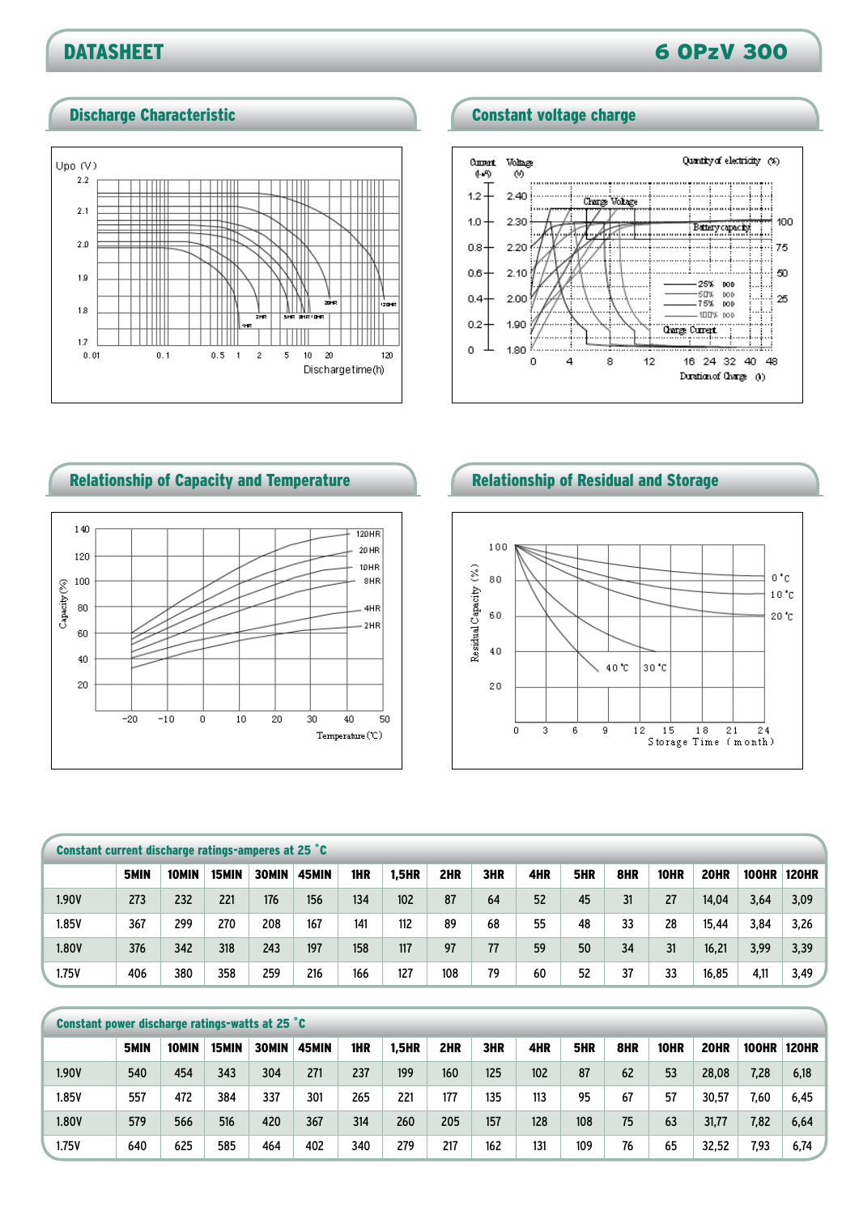# DATASHEET

# 6 OPzV 300

## Discharge Characteristic

Upo (V)

2.2
2.1
2.0
1.9
1.8
1.7

1HR 2HR 5HR 8HR 10HR 20HR 120HR

0.01 0.1 0.5 1 2 5 10 20 120

Dischargetime(h)

## Constant voltage charge

Current (I-A) Voltage (V) Quantity of electricity (%)

1.2 2.40
1.0 2.30 100
0.8 2.20 75
0.6 2.10 50
0.4 2.00 25
0.2 1.90
0 1.80

Charge Voltage

Battery capacity

Charge Current

25% DOD
50% DOD
75% DOD
100% DOD

0 4 8 12 16 24 32 40 48

Duration of Charge (h)

## Relationship of Capacity and Temperature

Capacity (%)

140
120
100
80
60
40
20

120HR
20HR
10HR
8HR
4HR
2HR

-20 -10 0 10 20 30 40 50

Temperature (℃)

## Relationship of Residual and Storage

Residual Capacity (%)

100
80
60
40
20

0 ℃
10 ℃
20 ℃
40 ℃
30 ℃

0 3 6 9 12 15 18 21 24

Storage Time (month)

## Constant current discharge ratings-amperes at 25 °C

| | 5MIN | 10MIN | 15MIN | 30MIN | 45MIN | 1HR | 1,5HR | 2HR | 3HR | 4HR | 5HR | 8HR | 10HR | 20HR | 100HR | 120HR |
|---|---|---|---|---|---|---|---|---|---|---|---|---|---|---|---|---|
| 1.90V | 273 | 232 | 221 | 176 | 156 | 134 | 102 | 87 | 64 | 52 | 45 | 31 | 27 | 14,04 | 3,64 | 3,09 |
| 1.85V | 367 | 299 | 270 | 208 | 167 | 141 | 112 | 89 | 68 | 55 | 48 | 33 | 28 | 15,44 | 3,84 | 3,26 |
| 1.80V | 376 | 342 | 318 | 243 | 197 | 158 | 117 | 97 | 77 | 59 | 50 | 34 | 31 | 16,21 | 3,99 | 3,39 |
| 1.75V | 406 | 380 | 358 | 259 | 216 | 166 | 127 | 108 | 79 | 60 | 52 | 37 | 33 | 16,85 | 4,11 | 3,49 |

## Constant power discharge ratings-watts at 25 °C

| | 5MIN | 10MIN | 15MIN | 30MIN | 45MIN | 1HR | 1,5HR | 2HR | 3HR | 4HR | 5HR | 8HR | 10HR | 20HR | 100HR | 120HR |
|---|---|---|---|---|---|---|---|---|---|---|---|---|---|---|---|---|
| 1.90V | 540 | 454 | 343 | 304 | 271 | 237 | 199 | 160 | 125 | 102 | 87 | 62 | 53 | 28,08 | 7,28 | 6,18 |
| 1.85V | 557 | 472 | 384 | 337 | 301 | 265 | 221 | 177 | 135 | 113 | 95 | 67 | 57 | 30,57 | 7,60 | 6,45 |
| 1.80V | 579 | 566 | 516 | 420 | 367 | 314 | 260 | 205 | 157 | 128 | 108 | 75 | 63 | 31,77 | 7,82 | 6,64 |
| 1.75V | 640 | 625 | 585 | 464 | 402 | 340 | 279 | 217 | 162 | 131 | 109 | 76 | 65 | 32,52 | 7,93 | 6,74 |